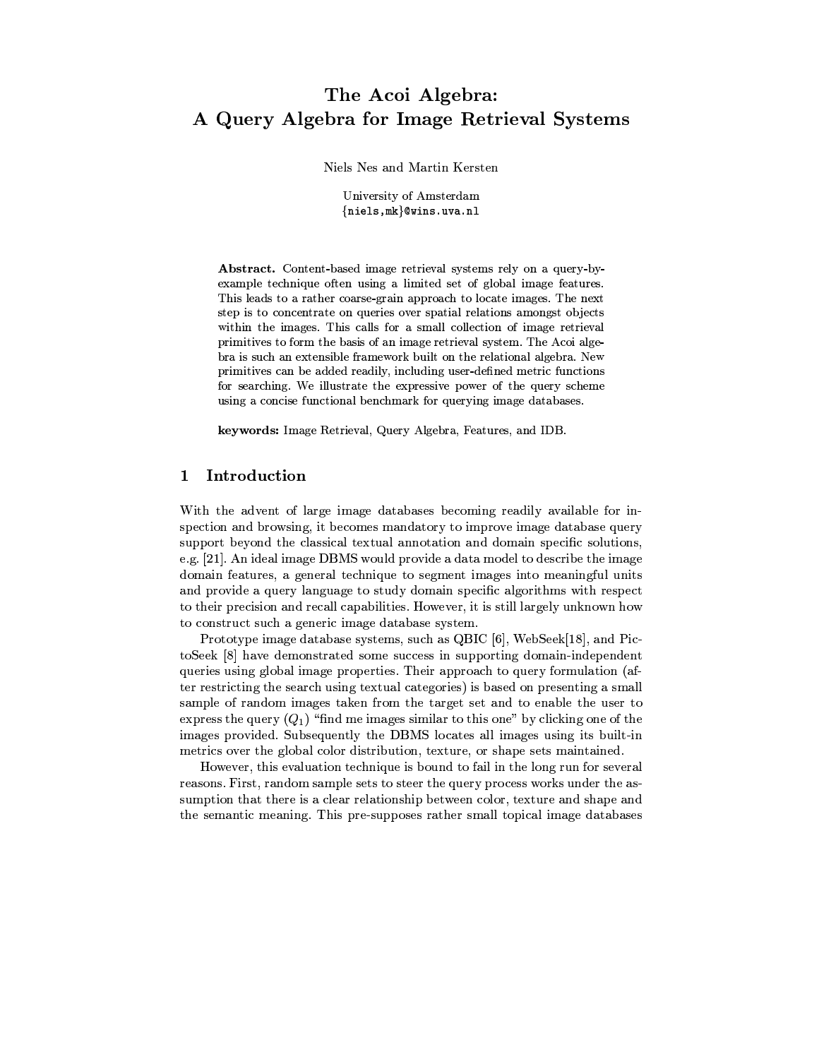# The Acoi Algebra: A Query Algebra for Image Retrieval Systems

Niels Nes and Martin Kersten

University of Amsterdam
{niels,mk}@wins.uva.nl

**Abstract.** Content-based image retrieval systems rely on a query-by-example technique often using a limited set of global image features. This leads to a rather coarse-grain approach to locate images. The next step is to concentrate on queries over spatial relations amongst objects within the images. This calls for a small collection of image retrieval primitives to form the basis of an image retrieval system. The Acoi algebra is such an extensible framework built on the relational algebra. New primitives can be added readily, including user-defined metric functions for searching. We illustrate the expressive power of the query scheme using a concise functional benchmark for querying image databases.

**keywords:** Image Retrieval, Query Algebra, Features, and IDB.

## 1 Introduction

With the advent of large image databases becoming readily available for inspection and browsing, it becomes mandatory to improve image database query support beyond the classical textual annotation and domain specific solutions, e.g. [21]. An ideal image DBMS would provide a data model to describe the image domain features, a general technique to segment images into meaningful units and provide a query language to study domain specific algorithms with respect to their precision and recall capabilities. However, it is still largely unknown how to construct such a generic image database system.

Prototype image database systems, such as QBIC [6], WebSeek[18], and PictoSeek [8] have demonstrated some success in supporting domain-independent queries using global image properties. Their approach to query formulation (after restricting the search using textual categories) is based on presenting a small sample of random images taken from the target set and to enable the user to express the query ($Q_1$) "find me images similar to this one" by clicking one of the images provided. Subsequently the DBMS locates all images using its built-in metrics over the global color distribution, texture, or shape sets maintained.

However, this evaluation technique is bound to fail in the long run for several reasons. First, random sample sets to steer the query process works under the assumption that there is a clear relationship between color, texture and shape and the semantic meaning. This pre-supposes rather small topical image databases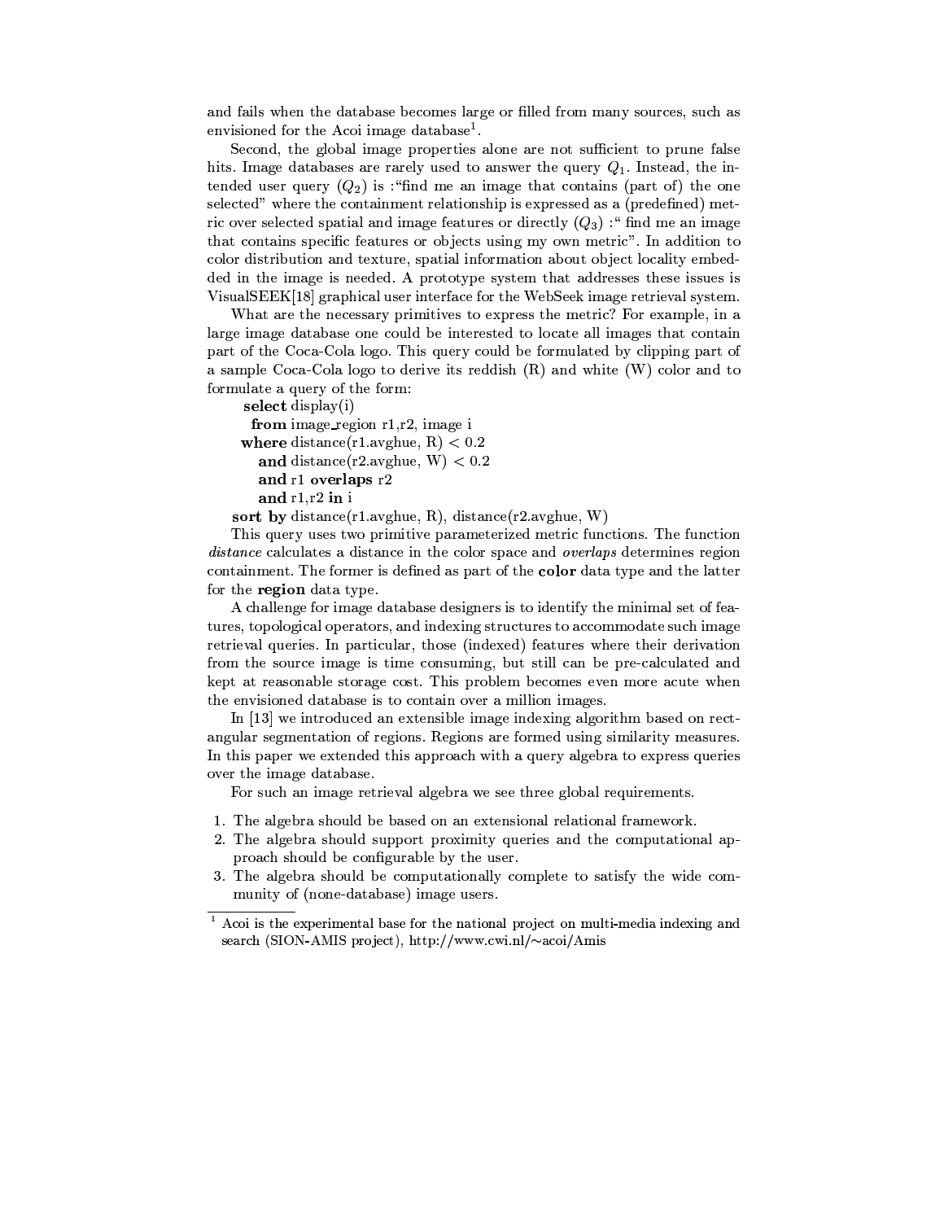and fails when the database becomes large or filled from many sources, such as envisioned for the Acoi image database[1].

Second, the global image properties alone are not sufficient to prune false hits. Image databases are rarely used to answer the query $Q_1$. Instead, the intended user query ($Q_2$) is :"find me an image that contains (part of) the one selected" where the containment relationship is expressed as a (predefined) metric over selected spatial and image features or directly ($Q_3$) :" find me an image that contains specific features or objects using my own metric". In addition to color distribution and texture, spatial information about object locality embedded in the image is needed. A prototype system that addresses these issues is VisualSEEK[18] graphical user interface for the WebSeek image retrieval system.

What are the necessary primitives to express the metric? For example, in a large image database one could be interested to locate all images that contain part of the Coca-Cola logo. This query could be formulated by clipping part of a sample Coca-Cola logo to derive its reddish (R) and white (W) color and to formulate a query of the form:

```
  select display(i)
    from image_region r1,r2, image i
  where distance(r1.avghue, R) < 0.2
     and distance(r2.avghue, W) < 0.2
     and r1 overlaps r2
     and r1,r2 in i
  sort by distance(r1.avghue, R), distance(r2.avghue, W)
```

This query uses two primitive parameterized metric functions. The function *distance* calculates a distance in the color space and *overlaps* determines region containment. The former is defined as part of the **color** data type and the latter for the **region** data type.

A challenge for image database designers is to identify the minimal set of features, topological operators, and indexing structures to accommodate such image retrieval queries. In particular, those (indexed) features where their derivation from the source image is time consuming, but still can be pre-calculated and kept at reasonable storage cost. This problem becomes even more acute when the envisioned database is to contain over a million images.

In [13] we introduced an extensible image indexing algorithm based on rectangular segmentation of regions. Regions are formed using similarity measures. In this paper we extended this approach with a query algebra to express queries over the image database.

For such an image retrieval algebra we see three global requirements.

1. The algebra should be based on an extensional relational framework.
2. The algebra should support proximity queries and the computational approach should be configurable by the user.
3. The algebra should be computationally complete to satisfy the wide community of (none-database) image users.

---

[1] Acoi is the experimental base for the national project on multi-media indexing and search (SION-AMIS project), http://www.cwi.nl/~acoi/Amis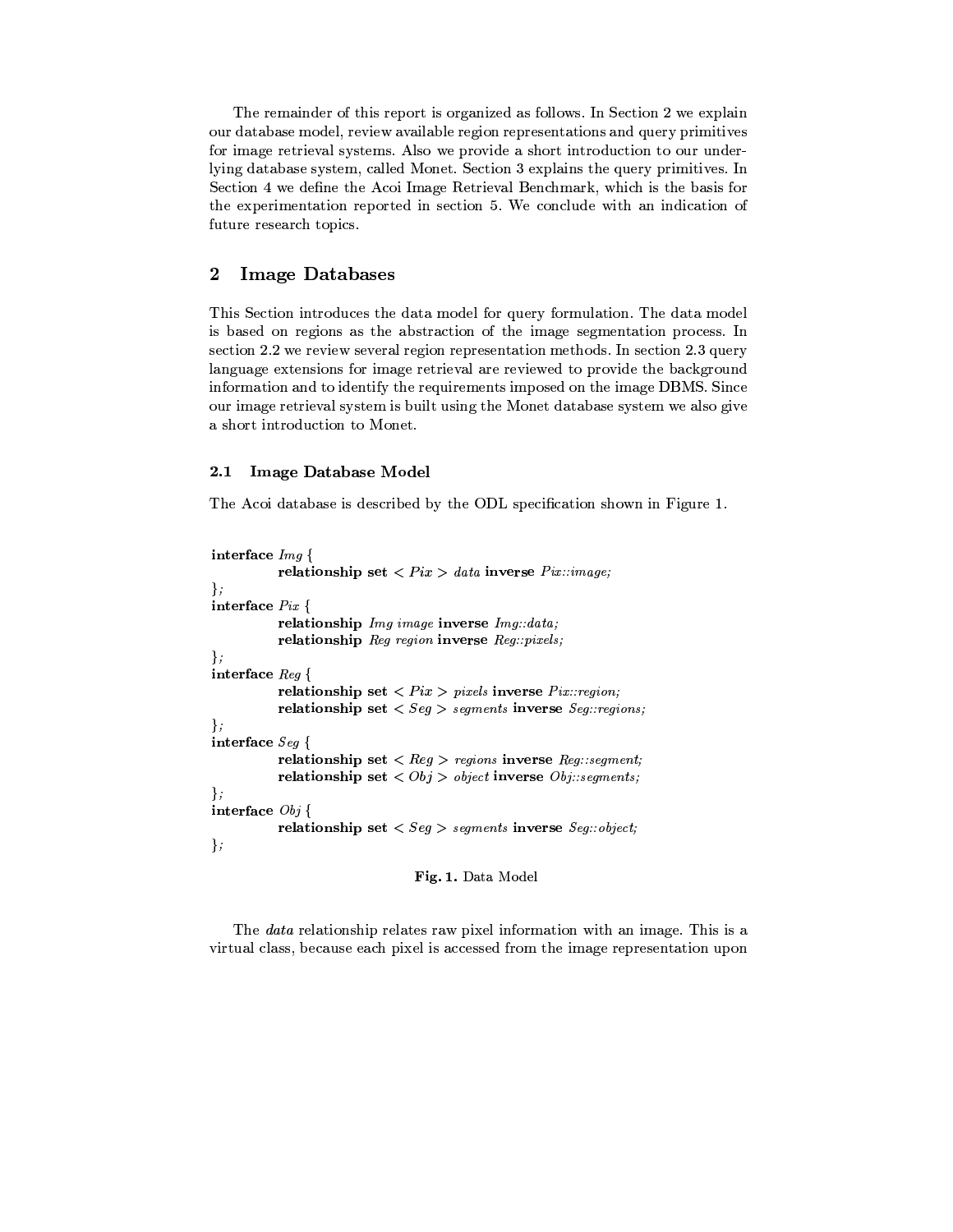The remainder of this report is organized as follows. In Section 2 we explain our database model, review available region representations and query primitives for image retrieval systems. Also we provide a short introduction to our underlying database system, called Monet. Section 3 explains the query primitives. In Section 4 we define the Acoi Image Retrieval Benchmark, which is the basis for the experimentation reported in section 5. We conclude with an indication of future research topics.

## 2 Image Databases

This Section introduces the data model for query formulation. The data model is based on regions as the abstraction of the image segmentation process. In section 2.2 we review several region representation methods. In section 2.3 query language extensions for image retrieval are reviewed to provide the background information and to identify the requirements imposed on the image DBMS. Since our image retrieval system is built using the Monet database system we also give a short introduction to Monet.

### 2.1 Image Database Model

The Acoi database is described by the ODL specification shown in Figure 1.

```
interface Img {
        relationship set < Pix > data inverse Pix::image;
};
interface Pix {
        relationship Img image inverse Img::data;
        relationship Reg region inverse Reg::pixels;
};
interface Reg {
        relationship set < Pix > pixels inverse Pix::region;
        relationship set < Seg > segments inverse Seg::regions;
};
interface Seg {
        relationship set < Reg > regions inverse Reg::segment;
        relationship set < Obj > object inverse Obj::segments;
};
interface Obj {
        relationship set < Seg > segments inverse Seg::object;
};
```

**Fig. 1.** Data Model

The *data* relationship relates raw pixel information with an image. This is a virtual class, because each pixel is accessed from the image representation upon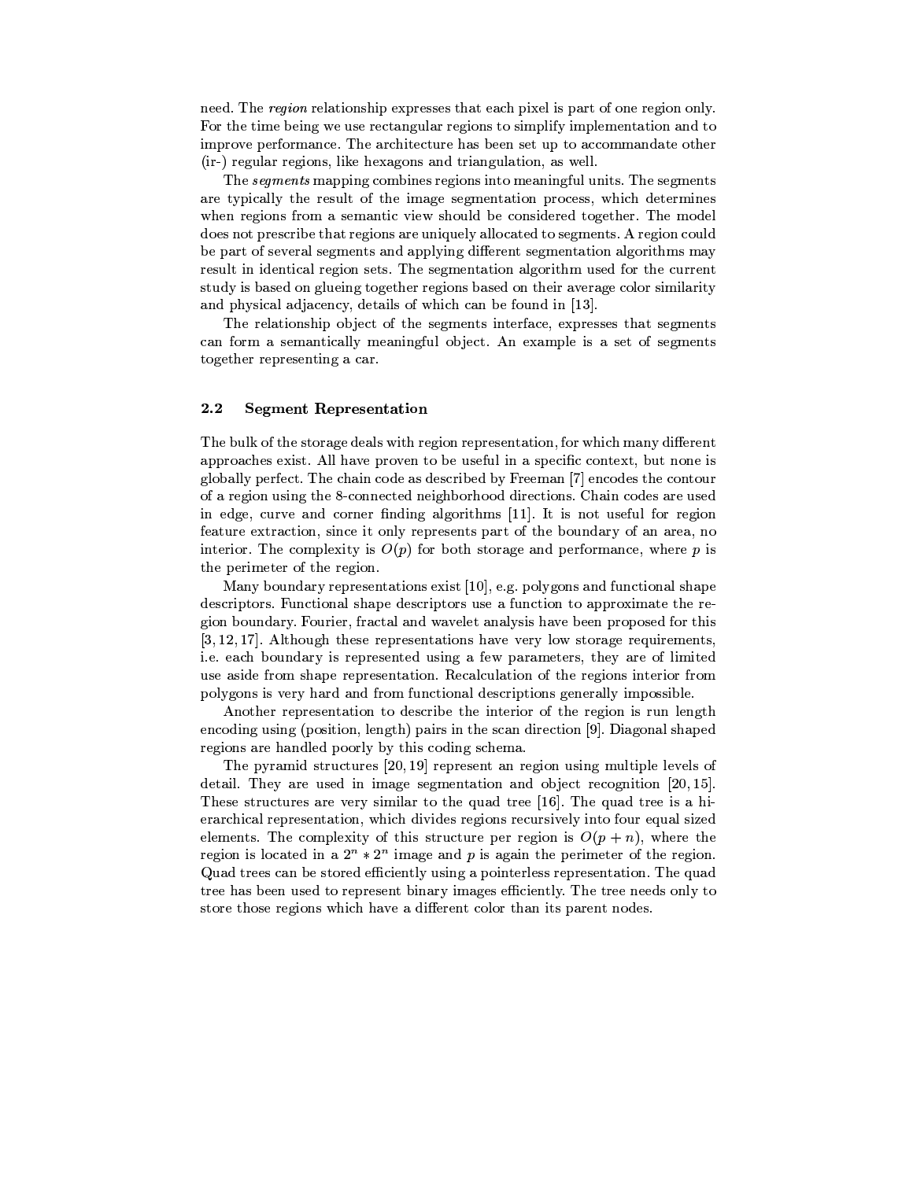need. The *region* relationship expresses that each pixel is part of one region only. For the time being we use rectangular regions to simplify implementation and to improve performance. The architecture has been set up to accommandate other (ir-) regular regions, like hexagons and triangulation, as well.

The *segments* mapping combines regions into meaningful units. The segments are typically the result of the image segmentation process, which determines when regions from a semantic view should be considered together. The model does not prescribe that regions are uniquely allocated to segments. A region could be part of several segments and applying different segmentation algorithms may result in identical region sets. The segmentation algorithm used for the current study is based on glueing together regions based on their average color similarity and physical adjacency, details of which can be found in [13].

The relationship object of the segments interface, expresses that segments can form a semantically meaningful object. An example is a set of segments together representing a car.

### 2.2 Segment Representation

The bulk of the storage deals with region representation, for which many different approaches exist. All have proven to be useful in a specific context, but none is globally perfect. The chain code as described by Freeman [7] encodes the contour of a region using the 8-connected neighborhood directions. Chain codes are used in edge, curve and corner finding algorithms [11]. It is not useful for region feature extraction, since it only represents part of the boundary of an area, no interior. The complexity is $O(p)$ for both storage and performance, where $p$ is the perimeter of the region.

Many boundary representations exist [10], e.g. polygons and functional shape descriptors. Functional shape descriptors use a function to approximate the region boundary. Fourier, fractal and wavelet analysis have been proposed for this [3, 12, 17]. Although these representations have very low storage requirements, i.e. each boundary is represented using a few parameters, they are of limited use aside from shape representation. Recalculation of the regions interior from polygons is very hard and from functional descriptions generally impossible.

Another representation to describe the interior of the region is run length encoding using (position, length) pairs in the scan direction [9]. Diagonal shaped regions are handled poorly by this coding schema.

The pyramid structures [20, 19] represent an region using multiple levels of detail. They are used in image segmentation and object recognition [20, 15]. These structures are very similar to the quad tree [16]. The quad tree is a hierarchical representation, which divides regions recursively into four equal sized elements. The complexity of this structure per region is $O(p + n)$, where the region is located in a $2^n * 2^n$ image and $p$ is again the perimeter of the region. Quad trees can be stored efficiently using a pointerless representation. The quad tree has been used to represent binary images efficiently. The tree needs only to store those regions which have a different color than its parent nodes.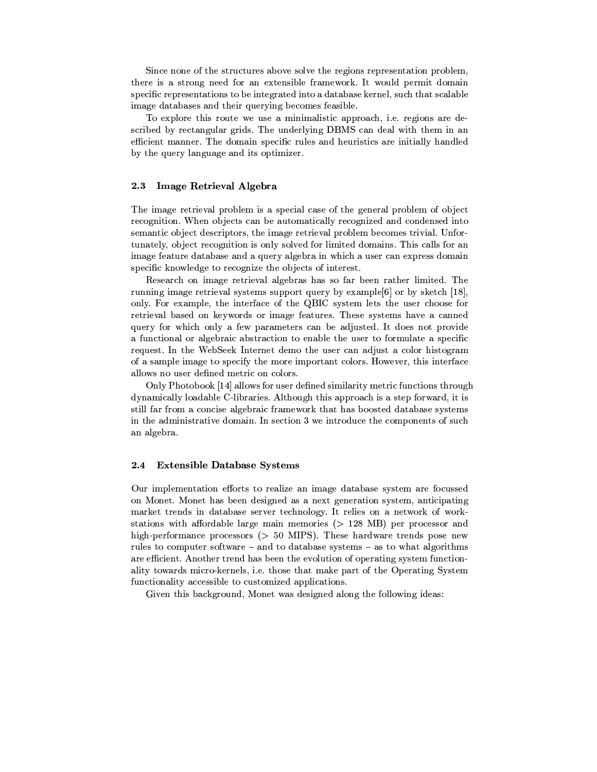Since none of the structures above solve the regions representation problem, there is a strong need for an extensible framework. It would permit domain specific representations to be integrated into a database kernel, such that scalable image databases and their querying becomes feasible.

To explore this route we use a minimalistic approach, i.e. regions are described by rectangular grids. The underlying DBMS can deal with them in an efficient manner. The domain specific rules and heuristics are initially handled by the query language and its optimizer.

### 2.3 Image Retrieval Algebra

The image retrieval problem is a special case of the general problem of object recognition. When objects can be automatically recognized and condensed into semantic object descriptors, the image retrieval problem becomes trivial. Unfortunately, object recognition is only solved for limited domains. This calls for an image feature database and a query algebra in which a user can express domain specific knowledge to recognize the objects of interest.

Research on image retrieval algebras has so far been rather limited. The running image retrieval systems support query by example[6] or by sketch [18], only. For example, the interface of the QBIC system lets the user choose for retrieval based on keywords or image features. These systems have a canned query for which only a few parameters can be adjusted. It does not provide a functional or algebraic abstraction to enable the user to formulate a specific request. In the WebSeek Internet demo the user can adjust a color histogram of a sample image to specify the more important colors. However, this interface allows no user defined metric on colors.

Only Photobook [14] allows for user defined similarity metric functions through dynamically loadable C-libraries. Although this approach is a step forward, it is still far from a concise algebraic framework that has boosted database systems in the administrative domain. In section 3 we introduce the components of such an algebra.

### 2.4 Extensible Database Systems

Our implementation efforts to realize an image database system are focussed on Monet. Monet has been designed as a next generation system, anticipating market trends in database server technology. It relies on a network of workstations with affordable large main memories (> 128 MB) per processor and high-performance processors (> 50 MIPS). These hardware trends pose new rules to computer software – and to database systems – as to what algorithms are efficient. Another trend has been the evolution of operating system functionality towards micro-kernels, i.e. those that make part of the Operating System functionality accessible to customized applications.

Given this background, Monet was designed along the following ideas: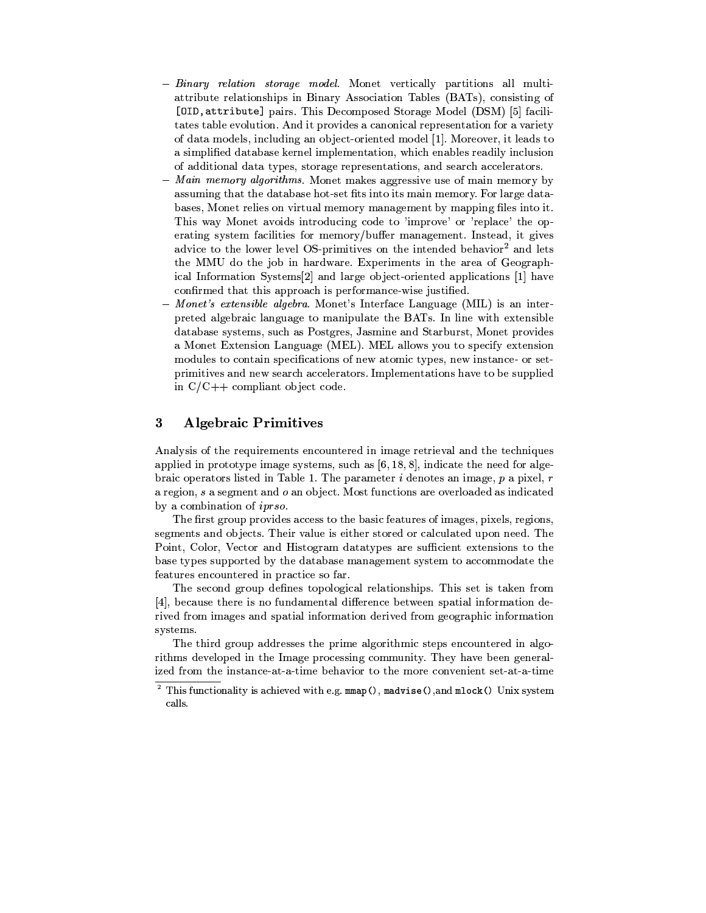- *Binary relation storage model*. Monet vertically partitions all multi-attribute relationships in Binary Association Tables (BATs), consisting of `[OID,attribute]` pairs. This Decomposed Storage Model (DSM) [5] facilitates table evolution. And it provides a canonical representation for a variety of data models, including an object-oriented model [1]. Moreover, it leads to a simplified database kernel implementation, which enables readily inclusion of additional data types, storage representations, and search accelerators.
- *Main memory algorithms*. Monet makes aggressive use of main memory by assuming that the database hot-set fits into its main memory. For large databases, Monet relies on virtual memory management by mapping files into it. This way Monet avoids introducing code to 'improve' or 'replace' the operating system facilities for memory/buffer management. Instead, it gives advice to the lower level OS-primitives on the intended behavior[2] and lets the MMU do the job in hardware. Experiments in the area of Geographical Information Systems[2] and large object-oriented applications [1] have confirmed that this approach is performance-wise justified.
- *Monet's extensible algebra*. Monet's Interface Language (MIL) is an interpreted algebraic language to manipulate the BATs. In line with extensible database systems, such as Postgres, Jasmine and Starburst, Monet provides a Monet Extension Language (MEL). MEL allows you to specify extension modules to contain specifications of new atomic types, new instance- or set-primitives and new search accelerators. Implementations have to be supplied in C/C++ compliant object code.

## 3 Algebraic Primitives

Analysis of the requirements encountered in image retrieval and the techniques applied in prototype image systems, such as [6, 18, 8], indicate the need for algebraic operators listed in Table 1. The parameter $i$ denotes an image, $p$ a pixel, $r$ a region, $s$ a segment and $o$ an object. Most functions are overloaded as indicated by a combination of *iprso*.

The first group provides access to the basic features of images, pixels, regions, segments and objects. Their value is either stored or calculated upon need. The Point, Color, Vector and Histogram datatypes are sufficient extensions to the base types supported by the database management system to accommodate the features encountered in practice so far.

The second group defines topological relationships. This set is taken from [4], because there is no fundamental difference between spatial information derived from images and spatial information derived from geographic information systems.

The third group addresses the prime algorithmic steps encountered in algorithms developed in the Image processing community. They have been generalized from the instance-at-a-time behavior to the more convenient set-at-a-time

[2] This functionality is achieved with e.g. `mmap()`, `madvise()`,and `mlock()` Unix system calls.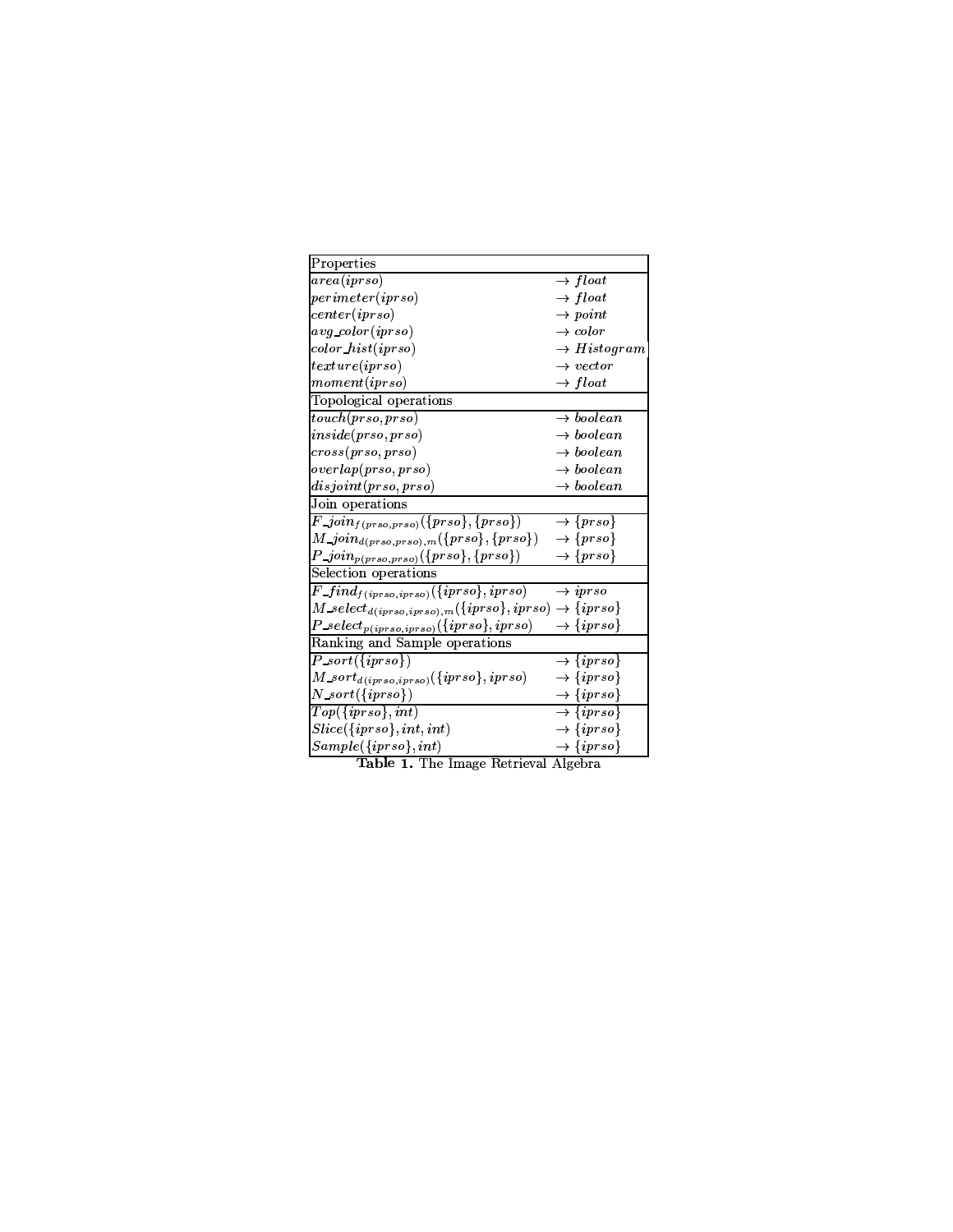| Properties | |
|---|---|
| $area(iprso)$ | $\rightarrow float$ |
| $perimeter(iprso)$ | $\rightarrow float$ |
| $center(iprso)$ | $\rightarrow point$ |
| $avg\_color(iprso)$ | $\rightarrow color$ |
| $color\_hist(iprso)$ | $\rightarrow Histogram$ |
| $texture(iprso)$ | $\rightarrow vector$ |
| $moment(iprso)$ | $\rightarrow float$ |
| **Topological operations** | |
| $touch(prso, prso)$ | $\rightarrow boolean$ |
| $inside(prso, prso)$ | $\rightarrow boolean$ |
| $cross(prso, prso)$ | $\rightarrow boolean$ |
| $overlap(prso, prso)$ | $\rightarrow boolean$ |
| $disjoint(prso, prso)$ | $\rightarrow boolean$ |
| **Join operations** | |
| $F\_join_{f(prso,prso)}(\{prso\}, \{prso\})$ | $\rightarrow \{prso\}$ |
| $M\_join_{d(prso,prso),m}(\{prso\}, \{prso\})$ | $\rightarrow \{prso\}$ |
| $P\_join_{p(prso,prso)}(\{prso\}, \{prso\})$ | $\rightarrow \{prso\}$ |
| **Selection operations** | |
| $F\_find_{f(iprso,iprso)}(\{iprso\}, iprso)$ | $\rightarrow iprso$ |
| $M\_select_{d(iprso,iprso),m}(\{iprso\}, iprso)$ | $\rightarrow \{iprso\}$ |
| $P\_select_{p(iprso,iprso)}(\{iprso\}, iprso)$ | $\rightarrow \{iprso\}$ |
| **Ranking and Sample operations** | |
| $P\_sort(\{iprso\})$ | $\rightarrow \{iprso\}$ |
| $M\_sort_{d(iprso,iprso)}(\{iprso\}, iprso)$ | $\rightarrow \{iprso\}$ |
| $N\_sort(\{iprso\})$ | $\rightarrow \{iprso\}$ |
| $Top(\{iprso\}, int)$ | $\rightarrow \{iprso\}$ |
| $Slice(\{iprso\}, int, int)$ | $\rightarrow \{iprso\}$ |
| $Sample(\{iprso\}, int)$ | $\rightarrow \{iprso\}$ |

**Table 1.** The Image Retrieval Algebra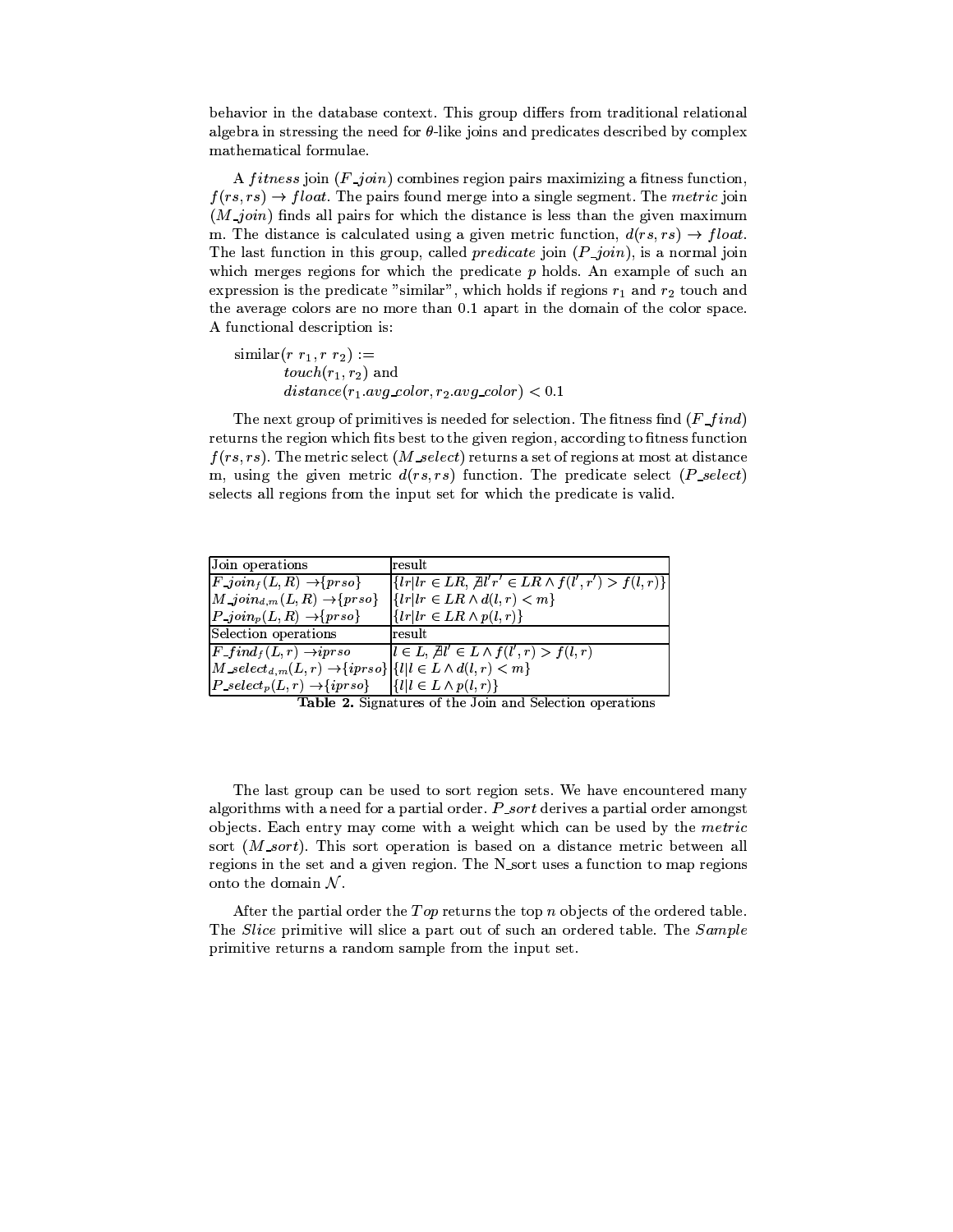behavior in the database context. This group differs from traditional relational algebra in stressing the need for $\theta$-like joins and predicates described by complex mathematical formulae.

A *fitness* join (*F_join*) combines region pairs maximizing a fitness function, $f(rs, rs) \rightarrow float$. The pairs found merge into a single segment. The *metric* join (*M_join*) finds all pairs for which the distance is less than the given maximum m. The distance is calculated using a given metric function, $d(rs, rs) \rightarrow float$. The last function in this group, called *predicate* join (*P_join*), is a normal join which merges regions for which the predicate $p$ holds. An example of such an expression is the predicate "similar", which holds if regions $r_1$ and $r_2$ touch and the average colors are no more than 0.1 apart in the domain of the color space. A functional description is:

similar($r\ r_1, r\ r_2$) :=
  $touch(r_1, r_2)$ and
  $distance(r_1.avg\_color, r_2.avg\_color) < 0.1$

The next group of primitives is needed for selection. The fitness find (*F_find*) returns the region which fits best to the given region, according to fitness function $f(rs, rs)$. The metric select (*M_select*) returns a set of regions at most at distance m, using the given metric $d(rs, rs)$ function. The predicate select (*P_select*) selects all regions from the input set for which the predicate is valid.

| Join operations | result |
|---|---|
| $F\_join_f(L, R) \rightarrow \{prso\}$ | $\{lr \mid lr \in LR, \nexists l'r' \in LR \wedge f(l', r') > f(l, r)\}$ |
| $M\_join_{d,m}(L, R) \rightarrow \{prso\}$ | $\{lr \mid lr \in LR \wedge d(l, r) < m\}$ |
| $P\_join_p(L, R) \rightarrow \{prso\}$ | $\{lr \mid lr \in LR \wedge p(l, r)\}$ |
| **Selection operations** | **result** |
| $F\_find_f(L, r) \rightarrow iprso$ | $l \in L, \nexists l' \in L \wedge f(l', r) > f(l, r)$ |
| $M\_select_{d,m}(L, r) \rightarrow \{iprso\}$ | $\{l \mid l \in L \wedge d(l, r) < m\}$ |
| $P\_select_p(L, r) \rightarrow \{iprso\}$ | $\{l \mid l \in L \wedge p(l, r)\}$ |

**Table 2.** Signatures of the Join and Selection operations

The last group can be used to sort region sets. We have encountered many algorithms with a need for a partial order. *P_sort* derives a partial order amongst objects. Each entry may come with a weight which can be used by the *metric* sort (*M_sort*). This sort operation is based on a distance metric between all regions in the set and a given region. The N_sort uses a function to map regions onto the domain $\mathcal{N}$.

After the partial order the *Top* returns the top $n$ objects of the ordered table. The *Slice* primitive will slice a part out of such an ordered table. The *Sample* primitive returns a random sample from the input set.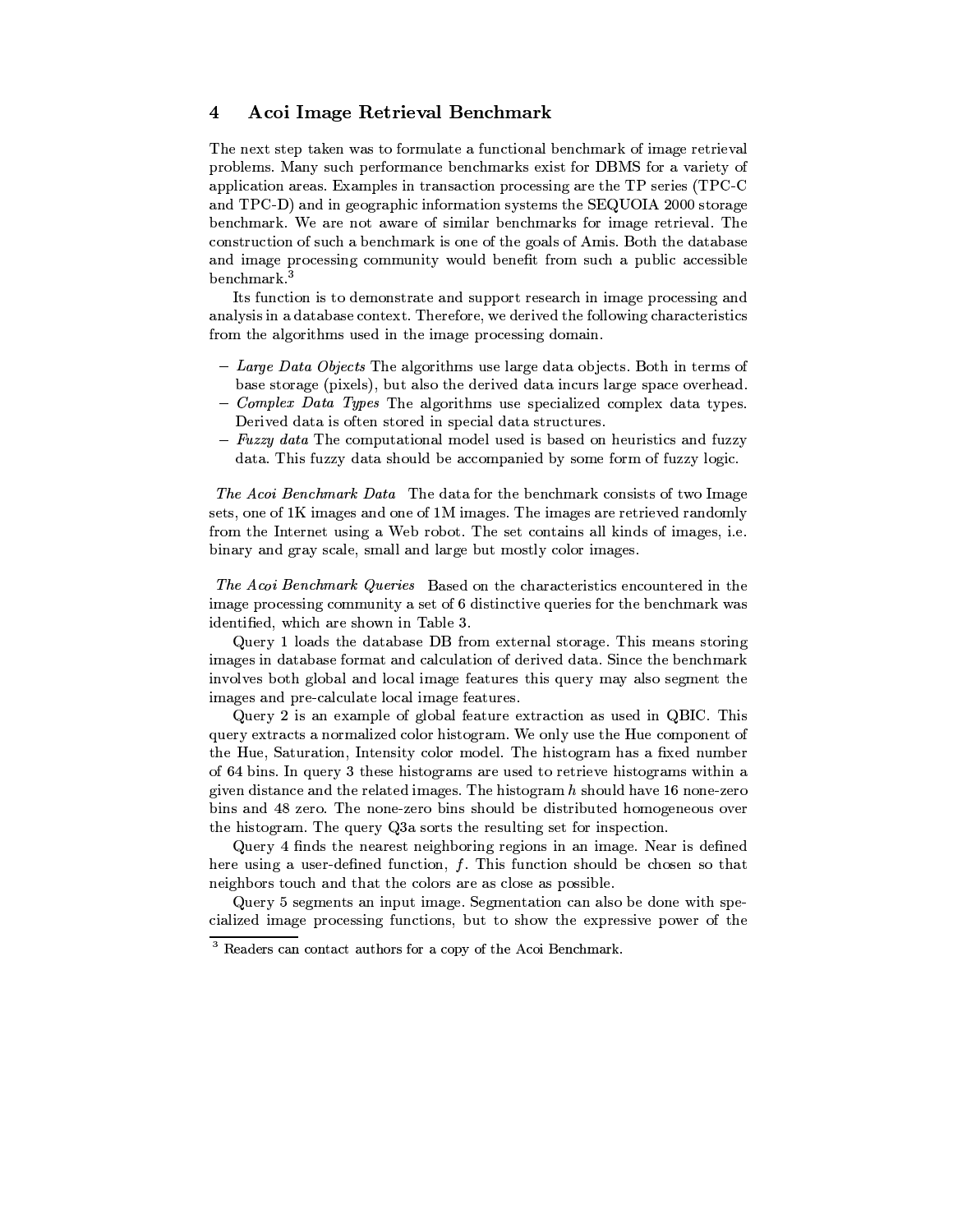## 4 Acoi Image Retrieval Benchmark

The next step taken was to formulate a functional benchmark of image retrieval problems. Many such performance benchmarks exist for DBMS for a variety of application areas. Examples in transaction processing are the TP series (TPC-C and TPC-D) and in geographic information systems the SEQUOIA 2000 storage benchmark. We are not aware of similar benchmarks for image retrieval. The construction of such a benchmark is one of the goals of Amis. Both the database and image processing community would benefit from such a public accessible benchmark.[3]

Its function is to demonstrate and support research in image processing and analysis in a database context. Therefore, we derived the following characteristics from the algorithms used in the image processing domain.

- *Large Data Objects* The algorithms use large data objects. Both in terms of base storage (pixels), but also the derived data incurs large space overhead.
- *Complex Data Types* The algorithms use specialized complex data types. Derived data is often stored in special data structures.
- *Fuzzy data* The computational model used is based on heuristics and fuzzy data. This fuzzy data should be accompanied by some form of fuzzy logic.

*The Acoi Benchmark Data* The data for the benchmark consists of two Image sets, one of 1K images and one of 1M images. The images are retrieved randomly from the Internet using a Web robot. The set contains all kinds of images, i.e. binary and gray scale, small and large but mostly color images.

*The Acoi Benchmark Queries* Based on the characteristics encountered in the image processing community a set of 6 distinctive queries for the benchmark was identified, which are shown in Table 3.

Query 1 loads the database DB from external storage. This means storing images in database format and calculation of derived data. Since the benchmark involves both global and local image features this query may also segment the images and pre-calculate local image features.

Query 2 is an example of global feature extraction as used in QBIC. This query extracts a normalized color histogram. We only use the Hue component of the Hue, Saturation, Intensity color model. The histogram has a fixed number of 64 bins. In query 3 these histograms are used to retrieve histograms within a given distance and the related images. The histogram $h$ should have 16 none-zero bins and 48 zero. The none-zero bins should be distributed homogeneous over the histogram. The query Q3a sorts the resulting set for inspection.

Query 4 finds the nearest neighboring regions in an image. Near is defined here using a user-defined function, $f$. This function should be chosen so that neighbors touch and that the colors are as close as possible.

Query 5 segments an input image. Segmentation can also be done with specialized image processing functions, but to show the expressive power of the

[3] Readers can contact authors for a copy of the Acoi Benchmark.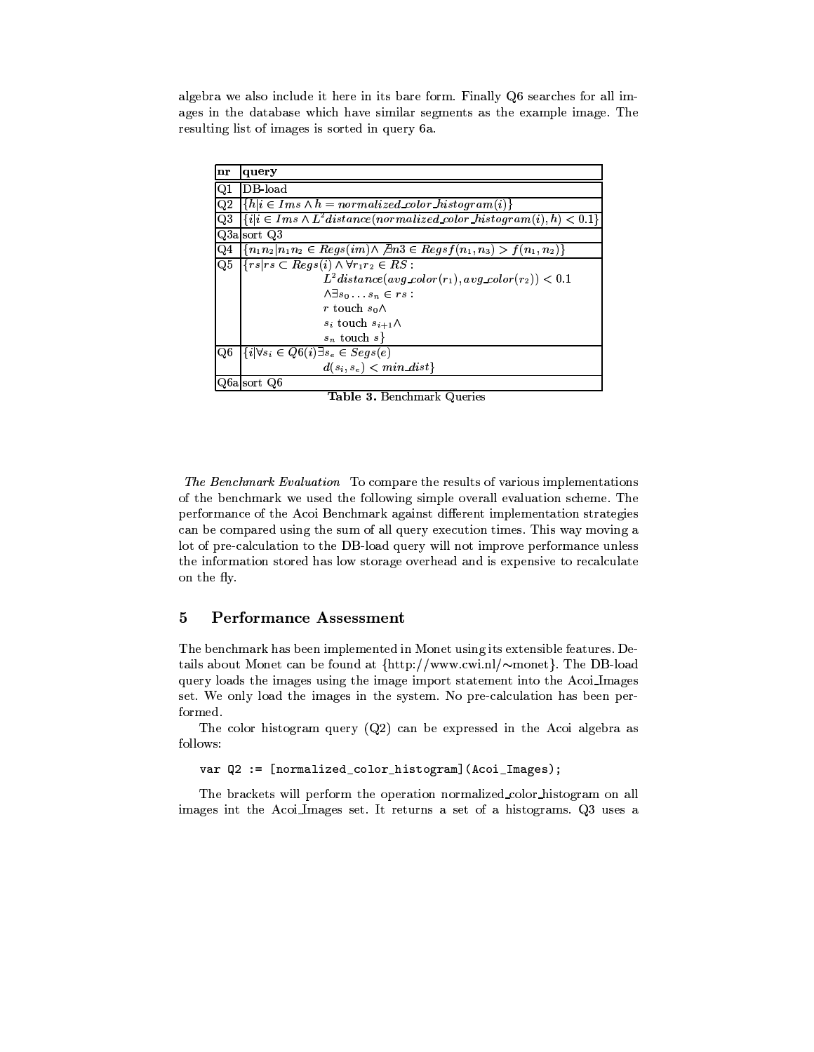algebra we also include it here in its bare form. Finally Q6 searches for all images in the database which have similar segments as the example image. The resulting list of images is sorted in query 6a.

| nr | query |
|---|---|
| Q1 | DB-load |
| Q2 | $\{h \mid i \in Ims \wedge h = normalized\_color\_histogram(i)\}$ |
| Q3 | $\{i \mid i \in Ims \wedge L^2distance(normalized\_color\_histogram(i), h) < 0.1\}$ |
| Q3a | sort Q3 |
| Q4 | $\{n_1 n_2 \mid n_1 n_2 \in Regs(im) \wedge \not\exists n3 \in Regs f(n_1, n_3) > f(n_1, n_2)\}$ |
| Q5 | $\{rs \mid rs \subset Regs(i) \wedge \forall r_1 r_2 \in RS :$ $L^2distance(avg\_color(r_1), avg\_color(r_2)) < 0.1$ $\wedge \exists s_0 \ldots s_n \in rs :$ $r$ touch $s_0 \wedge$ $s_i$ touch $s_{i+1} \wedge$ $s_n$ touch $s\}$ |
| Q6 | $\{i \mid \forall s_i \in Q6(i) \exists s_e \in Segs(e)$ $d(s_i, s_e) < min\_dist\}$ |
| Q6a | sort Q6 |

**Table 3.** Benchmark Queries

*The Benchmark Evaluation* To compare the results of various implementations of the benchmark we used the following simple overall evaluation scheme. The performance of the Acoi Benchmark against different implementation strategies can be compared using the sum of all query execution times. This way moving a lot of pre-calculation to the DB-load query will not improve performance unless the information stored has low storage overhead and is expensive to recalculate on the fly.

## 5 Performance Assessment

The benchmark has been implemented in Monet using its extensible features. Details about Monet can be found at {http://www.cwi.nl/~monet}. The DB-load query loads the images using the image import statement into the Acoi_Images set. We only load the images in the system. No pre-calculation has been performed.

The color histogram query (Q2) can be expressed in the Acoi algebra as follows:

```
var Q2 := [normalized_color_histogram](Acoi_Images);
```

The brackets will perform the operation normalized_color_histogram on all images int the Acoi_Images set. It returns a set of a histograms. Q3 uses a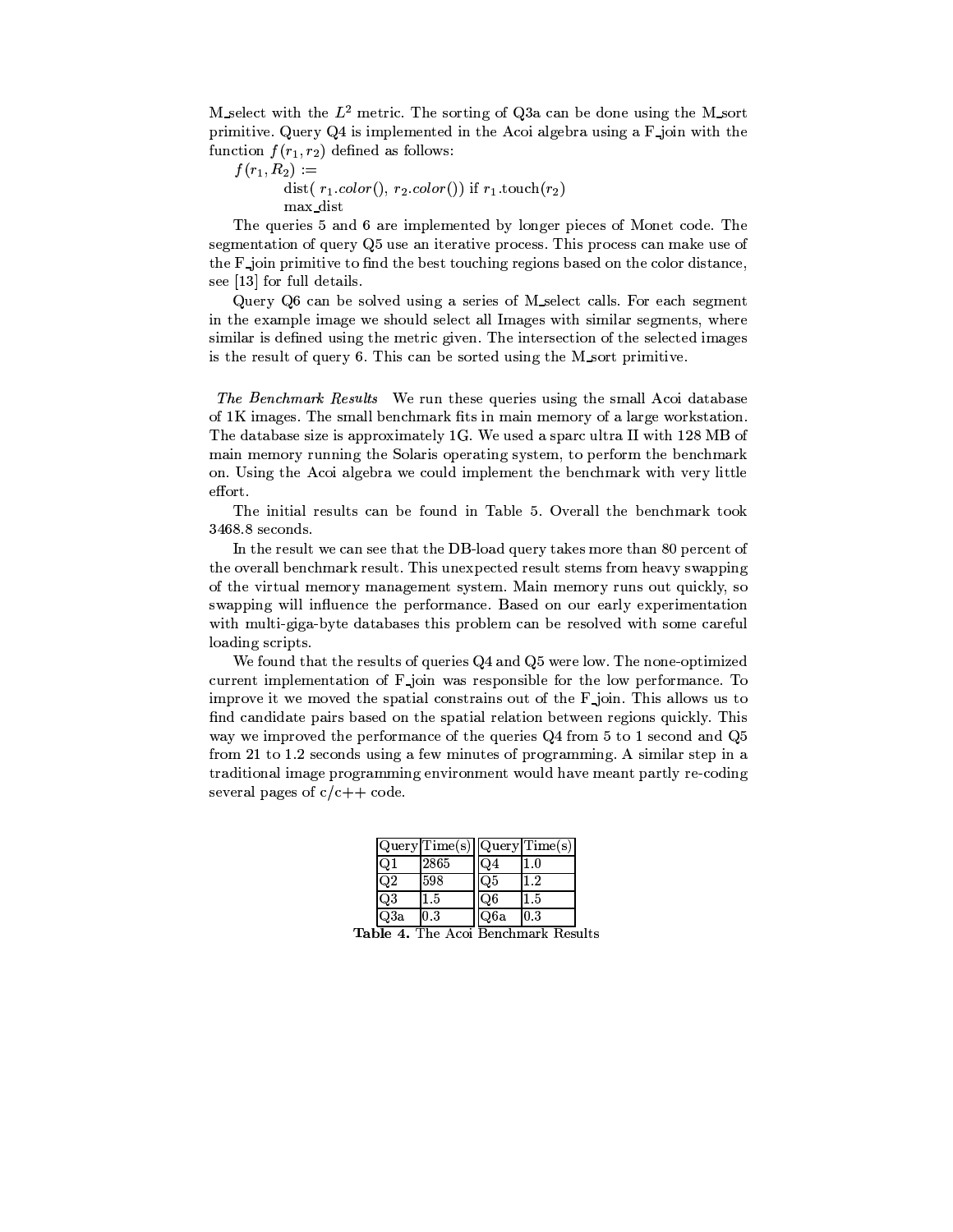M_select with the $L^2$ metric. The sorting of Q3a can be done using the M_sort primitive. Query Q4 is implemented in the Acoi algebra using a F_join with the function $f(r_1, r_2)$ defined as follows:

$f(r_1, R_2) :=$
    dist( $r_1.color()$, $r_2.color()$) if $r_1$.touch($r_2$)
    max_dist

The queries 5 and 6 are implemented by longer pieces of Monet code. The segmentation of query Q5 use an iterative process. This process can make use of the F_join primitive to find the best touching regions based on the color distance, see [13] for full details.

Query Q6 can be solved using a series of M_select calls. For each segment in the example image we should select all Images with similar segments, where similar is defined using the metric given. The intersection of the selected images is the result of query 6. This can be sorted using the M_sort primitive.

*The Benchmark Results* We run these queries using the small Acoi database of 1K images. The small benchmark fits in main memory of a large workstation. The database size is approximately 1G. We used a sparc ultra II with 128 MB of main memory running the Solaris operating system, to perform the benchmark on. Using the Acoi algebra we could implement the benchmark with very little effort.

The initial results can be found in Table 5. Overall the benchmark took 3468.8 seconds.

In the result we can see that the DB-load query takes more than 80 percent of the overall benchmark result. This unexpected result stems from heavy swapping of the virtual memory management system. Main memory runs out quickly, so swapping will influence the performance. Based on our early experimentation with multi-giga-byte databases this problem can be resolved with some careful loading scripts.

We found that the results of queries Q4 and Q5 were low. The none-optimized current implementation of F_join was responsible for the low performance. To improve it we moved the spatial constrains out of the F_join. This allows us to find candidate pairs based on the spatial relation between regions quickly. This way we improved the performance of the queries Q4 from 5 to 1 second and Q5 from 21 to 1.2 seconds using a few minutes of programming. A similar step in a traditional image programming environment would have meant partly re-coding several pages of c/c++ code.

| Query | Time(s) | Query | Time(s) |
|---|---|---|---|
| Q1 | 2865 | Q4 | 1.0 |
| Q2 | 598 | Q5 | 1.2 |
| Q3 | 1.5 | Q6 | 1.5 |
| Q3a | 0.3 | Q6a | 0.3 |

**Table 4.** The Acoi Benchmark Results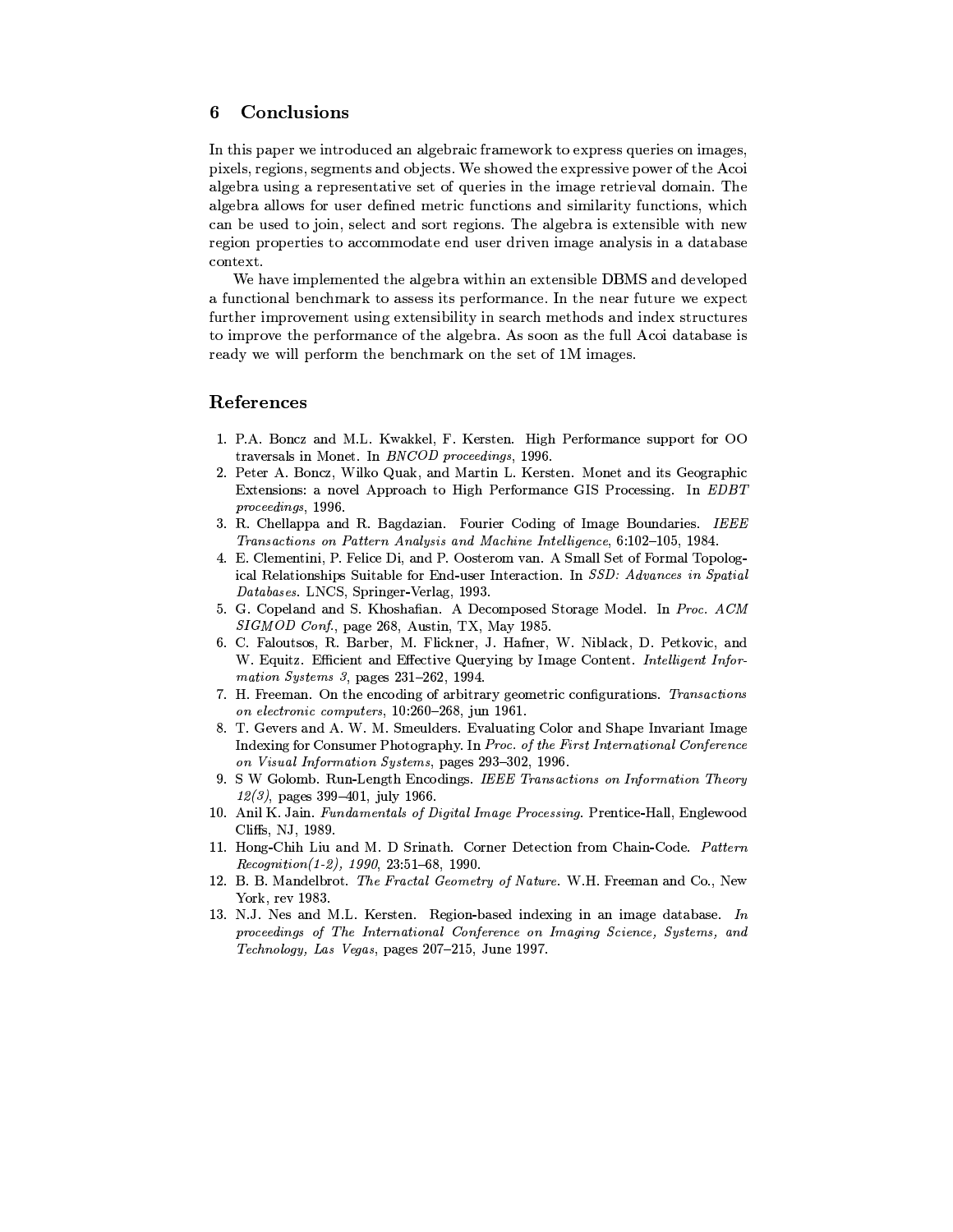## 6 Conclusions

In this paper we introduced an algebraic framework to express queries on images, pixels, regions, segments and objects. We showed the expressive power of the Acoi algebra using a representative set of queries in the image retrieval domain. The algebra allows for user defined metric functions and similarity functions, which can be used to join, select and sort regions. The algebra is extensible with new region properties to accommodate end user driven image analysis in a database context.

We have implemented the algebra within an extensible DBMS and developed a functional benchmark to assess its performance. In the near future we expect further improvement using extensibility in search methods and index structures to improve the performance of the algebra. As soon as the full Acoi database is ready we will perform the benchmark on the set of 1M images.

## References

1. P.A. Boncz and M.L. Kwakkel, F. Kersten. High Performance support for OO traversals in Monet. In *BNCOD proceedings*, 1996.
2. Peter A. Boncz, Wilko Quak, and Martin L. Kersten. Monet and its Geographic Extensions: a novel Approach to High Performance GIS Processing. In *EDBT proceedings*, 1996.
3. R. Chellappa and R. Bagdazian. Fourier Coding of Image Boundaries. *IEEE Transactions on Pattern Analysis and Machine Intelligence*, 6:102–105, 1984.
4. E. Clementini, P. Felice Di, and P. Oosterom van. A Small Set of Formal Topological Relationships Suitable for End-user Interaction. In *SSD: Advances in Spatial Databases*. LNCS, Springer-Verlag, 1993.
5. G. Copeland and S. Khoshafian. A Decomposed Storage Model. In *Proc. ACM SIGMOD Conf.*, page 268, Austin, TX, May 1985.
6. C. Faloutsos, R. Barber, M. Flickner, J. Hafner, W. Niblack, D. Petkovic, and W. Equitz. Efficient and Effective Querying by Image Content. *Intelligent Information Systems 3*, pages 231–262, 1994.
7. H. Freeman. On the encoding of arbitrary geometric configurations. *Transactions on electronic computers*, 10:260–268, jun 1961.
8. T. Gevers and A. W. M. Smeulders. Evaluating Color and Shape Invariant Image Indexing for Consumer Photography. In *Proc. of the First International Conference on Visual Information Systems*, pages 293–302, 1996.
9. S W Golomb. Run-Length Encodings. *IEEE Transactions on Information Theory 12(3)*, pages 399–401, july 1966.
10. Anil K. Jain. *Fundamentals of Digital Image Processing*. Prentice-Hall, Englewood Cliffs, NJ, 1989.
11. Hong-Chih Liu and M. D Srinath. Corner Detection from Chain-Code. *Pattern Recognition(1-2), 1990*, 23:51–68, 1990.
12. B. B. Mandelbrot. *The Fractal Geometry of Nature*. W.H. Freeman and Co., New York, rev 1983.
13. N.J. Nes and M.L. Kersten. Region-based indexing in an image database. *In proceedings of The International Conference on Imaging Science, Systems, and Technology, Las Vegas*, pages 207–215, June 1997.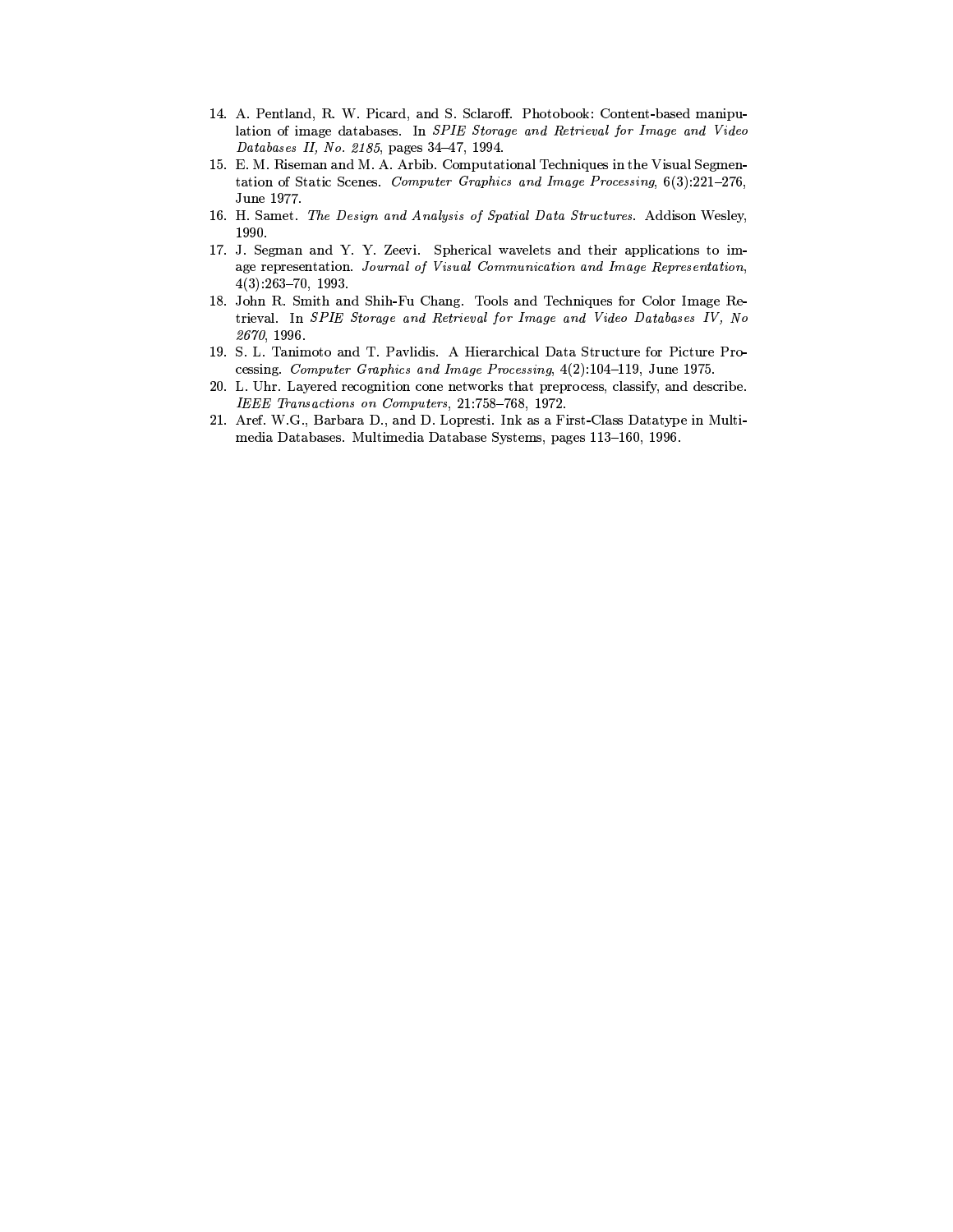14. A. Pentland, R. W. Picard, and S. Sclaroff. Photobook: Content-based manipulation of image databases. In *SPIE Storage and Retrieval for Image and Video Databases II, No. 2185*, pages 34–47, 1994.
15. E. M. Riseman and M. A. Arbib. Computational Techniques in the Visual Segmentation of Static Scenes. *Computer Graphics and Image Processing*, 6(3):221–276, June 1977.
16. H. Samet. *The Design and Analysis of Spatial Data Structures*. Addison Wesley, 1990.
17. J. Segman and Y. Y. Zeevi. Spherical wavelets and their applications to image representation. *Journal of Visual Communication and Image Representation*, 4(3):263–70, 1993.
18. John R. Smith and Shih-Fu Chang. Tools and Techniques for Color Image Retrieval. In *SPIE Storage and Retrieval for Image and Video Databases IV, No 2670*, 1996.
19. S. L. Tanimoto and T. Pavlidis. A Hierarchical Data Structure for Picture Processing. *Computer Graphics and Image Processing*, 4(2):104–119, June 1975.
20. L. Uhr. Layered recognition cone networks that preprocess, classify, and describe. *IEEE Transactions on Computers*, 21:758–768, 1972.
21. Aref. W.G., Barbara D., and D. Lopresti. Ink as a First-Class Datatype in Multimedia Databases. Multimedia Database Systems, pages 113–160, 1996.